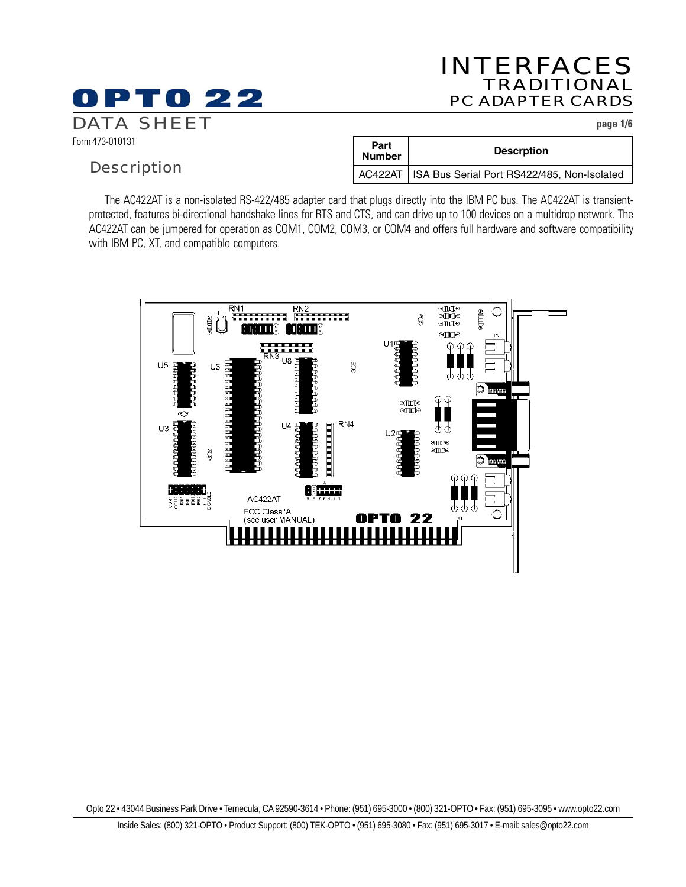# OPTO 22

# INTERFACES
## TRADITIONAL
## PC ADAPTER CARDS

DATA SHEET

Form 473-010131

## Description

| Part Number | Descrption |
|---|---|
| AC422AT | ISA Bus Serial Port RS422/485, Non-Isolated |

The AC422AT is a non-isolated RS-422/485 adapter card that plugs directly into the IBM PC bus. The AC422AT is transient-protected, features bi-directional handshake lines for RTS and CTS, and can drive up to 100 devices on a multidrop network. The AC422AT can be jumpered for operation as COM1, COM2, COM3, or COM4 and offers full hardware and software compatibility with IBM PC, XT, and compatible computers.

Opto 22 • 43044 Business Park Drive • Temecula, CA 92590-3614 • Phone: (951) 695-3000 • (800) 321-OPTO • Fax: (951) 695-3095 • www.opto22.com

Inside Sales: (800) 321-OPTO • Product Support: (800) TEK-OPTO • (951) 695-3080 • Fax: (951) 695-3017 • E-mail: sales@opto22.com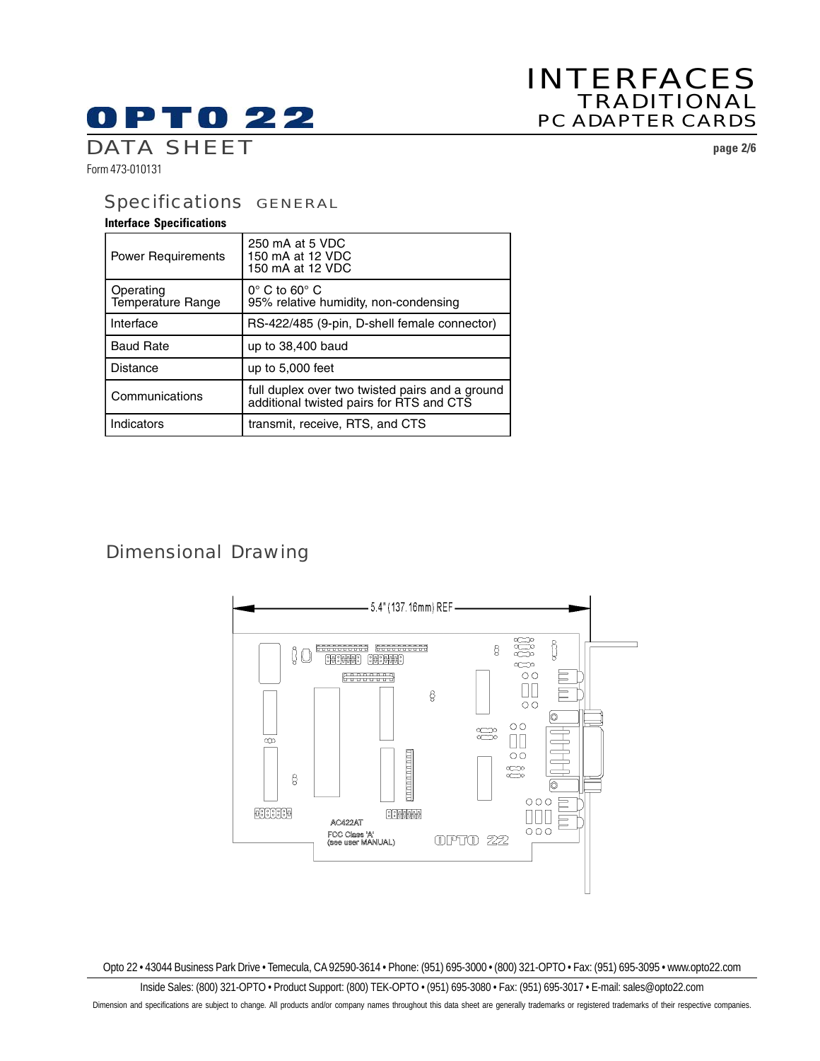## Specifications GENERAL

**Interface Specifications**

| | |
|---|---|
| Power Requirements | 250 mA at 5 VDC<br>150 mA at 12 VDC<br>150 mA at 12 VDC |
| Operating Temperature Range | 0° C to 60° C<br>95% relative humidity, non-condensing |
| Interface | RS-422/485 (9-pin, D-shell female connector) |
| Baud Rate | up to 38,400 baud |
| Distance | up to 5,000 feet |
| Communications | full duplex over two twisted pairs and a ground additional twisted pairs for RTS and CTS |
| Indicators | transmit, receive, RTS, and CTS |

## Dimensional Drawing

5.4" (137.16mm) REF

AC422AT

FCC Class 'A' (see user MANUAL)

OPTO 22

Opto 22 • 43044 Business Park Drive • Temecula, CA 92590-3614 • Phone: (951) 695-3000 • (800) 321-OPTO • Fax: (951) 695-3095 • www.opto22.com

Inside Sales: (800) 321-OPTO • Product Support: (800) TEK-OPTO • (951) 695-3080 • Fax: (951) 695-3017 • E-mail: sales@opto22.com

Dimension and specifications are subject to change. All products and/or company names throughout this data sheet are generally trademarks or registered trademarks of their respective companies.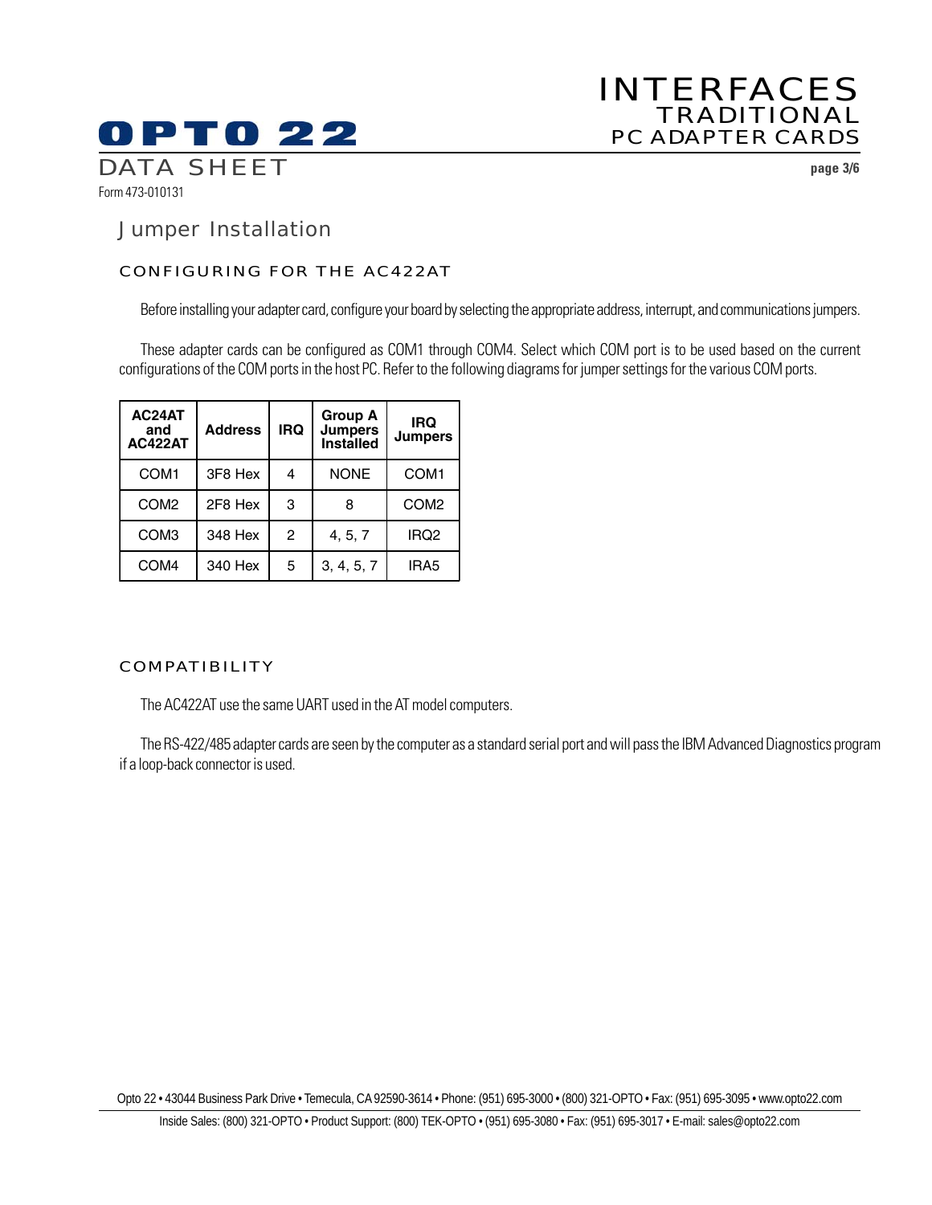## Jumper Installation

### CONFIGURING FOR THE AC422AT

Before installing your adapter card, configure your board by selecting the appropriate address, interrupt, and communications jumpers.

These adapter cards can be configured as COM1 through COM4. Select which COM port is to be used based on the current configurations of the COM ports in the host PC. Refer to the following diagrams for jumper settings for the various COM ports.

| AC24AT and AC422AT | Address | IRQ | Group A Jumpers Installed | IRQ Jumpers |
|---|---|---|---|---|
| COM1 | 3F8 Hex | 4 | NONE | COM1 |
| COM2 | 2F8 Hex | 3 | 8 | COM2 |
| COM3 | 348 Hex | 2 | 4, 5, 7 | IRQ2 |
| COM4 | 340 Hex | 5 | 3, 4, 5, 7 | IRA5 |

### COMPATIBILITY

The AC422AT use the same UART used in the AT model computers.

The RS-422/485 adapter cards are seen by the computer as a standard serial port and will pass the IBM Advanced Diagnostics program if a loop-back connector is used.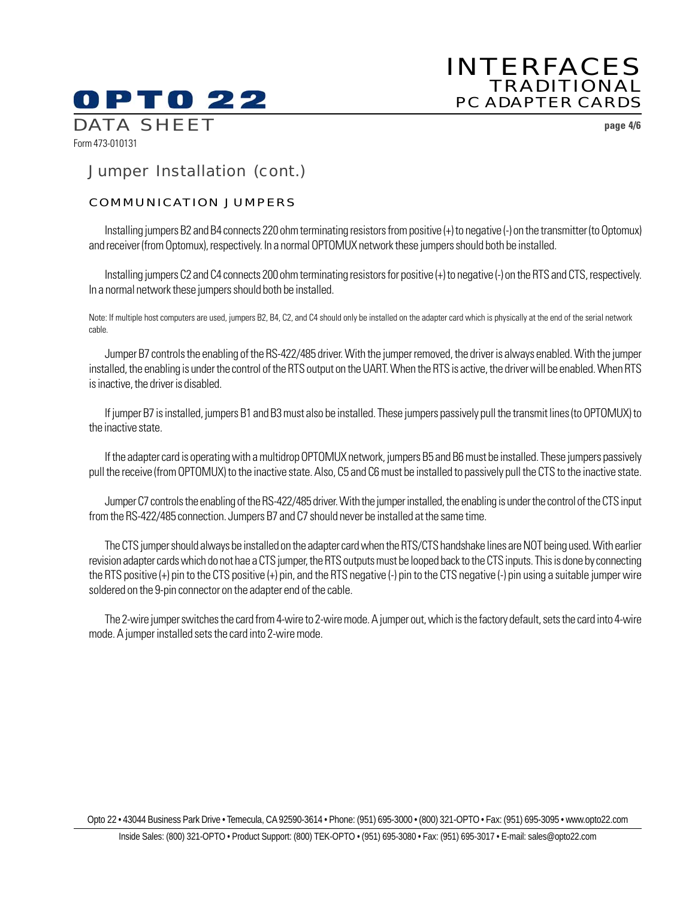## Jumper Installation (cont.)

### COMMUNICATION JUMPERS

Installing jumpers B2 and B4 connects 220 ohm terminating resistors from positive (+) to negative (-) on the transmitter (to Optomux) and receiver (from Optomux), respectively. In a normal OPTOMUX network these jumpers should both be installed.

Installing jumpers C2 and C4 connects 200 ohm terminating resistors for positive (+) to negative (-) on the RTS and CTS, respectively. In a normal network these jumpers should both be installed.

Note: If multiple host computers are used, jumpers B2, B4, C2, and C4 should only be installed on the adapter card which is physically at the end of the serial network cable.

Jumper B7 controls the enabling of the RS-422/485 driver. With the jumper removed, the driver is always enabled. With the jumper installed, the enabling is under the control of the RTS output on the UART. When the RTS is active, the driver will be enabled. When RTS is inactive, the driver is disabled.

If jumper B7 is installed, jumpers B1 and B3 must also be installed. These jumpers passively pull the transmit lines (to OPTOMUX) to the inactive state.

If the adapter card is operating with a multidrop OPTOMUX network, jumpers B5 and B6 must be installed. These jumpers passively pull the receive (from OPTOMUX) to the inactive state. Also, C5 and C6 must be installed to passively pull the CTS to the inactive state.

Jumper C7 controls the enabling of the RS-422/485 driver. With the jumper installed, the enabling is under the control of the CTS input from the RS-422/485 connection. Jumpers B7 and C7 should never be installed at the same time.

The CTS jumper should always be installed on the adapter card when the RTS/CTS handshake lines are NOT being used. With earlier revision adapter cards which do not hae a CTS jumper, the RTS outputs must be looped back to the CTS inputs. This is done by connecting the RTS positive (+) pin to the CTS positive (+) pin, and the RTS negative (-) pin to the CTS negative (-) pin using a suitable jumper wire soldered on the 9-pin connector on the adapter end of the cable.

The 2-wire jumper switches the card from 4-wire to 2-wire mode. A jumper out, which is the factory default, sets the card into 4-wire mode. A jumper installed sets the card into 2-wire mode.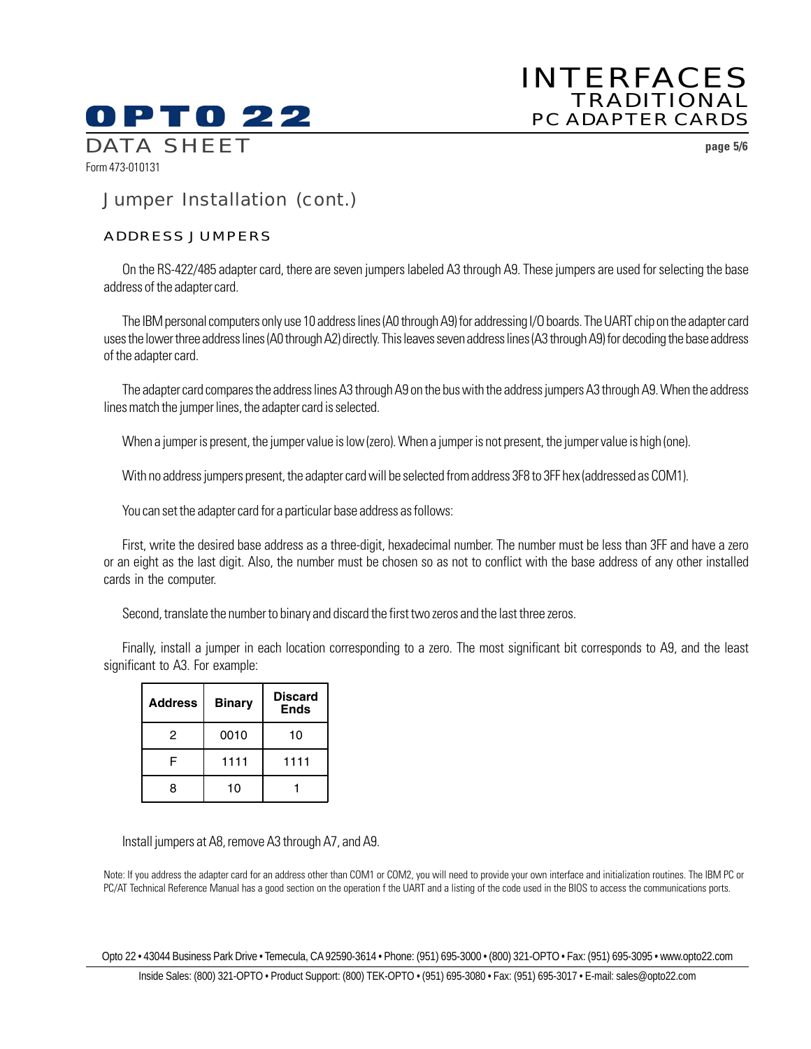## Jumper Installation (cont.)

### ADDRESS JUMPERS

On the RS-422/485 adapter card, there are seven jumpers labeled A3 through A9. These jumpers are used for selecting the base address of the adapter card.

The IBM personal computers only use 10 address lines (A0 through A9) for addressing I/O boards. The UART chip on the adapter card uses the lower three address lines (A0 through A2) directly. This leaves seven address lines (A3 through A9) for decoding the base address of the adapter card.

The adapter card compares the address lines A3 through A9 on the bus with the address jumpers A3 through A9. When the address lines match the jumper lines, the adapter card is selected.

When a jumper is present, the jumper value is low (zero). When a jumper is not present, the jumper value is high (one).

With no address jumpers present, the adapter card will be selected from address 3F8 to 3FF hex (addressed as COM1).

You can set the adapter card for a particular base address as follows:

First, write the desired base address as a three-digit, hexadecimal number. The number must be less than 3FF and have a zero or an eight as the last digit. Also, the number must be chosen so as not to conflict with the base address of any other installed cards in the computer.

Second, translate the number to binary and discard the first two zeros and the last three zeros.

Finally, install a jumper in each location corresponding to a zero. The most significant bit corresponds to A9, and the least significant to A3. For example:

| Address | Binary | Discard Ends |
|---|---|---|
| 2 | 0010 | 10 |
| F | 1111 | 1111 |
| 8 | 10 | 1 |

Install jumpers at A8, remove A3 through A7, and A9.

Note: If you address the adapter card for an address other than COM1 or COM2, you will need to provide your own interface and initialization routines. The IBM PC or PC/AT Technical Reference Manual has a good section on the operation f the UART and a listing of the code used in the BIOS to access the communications ports.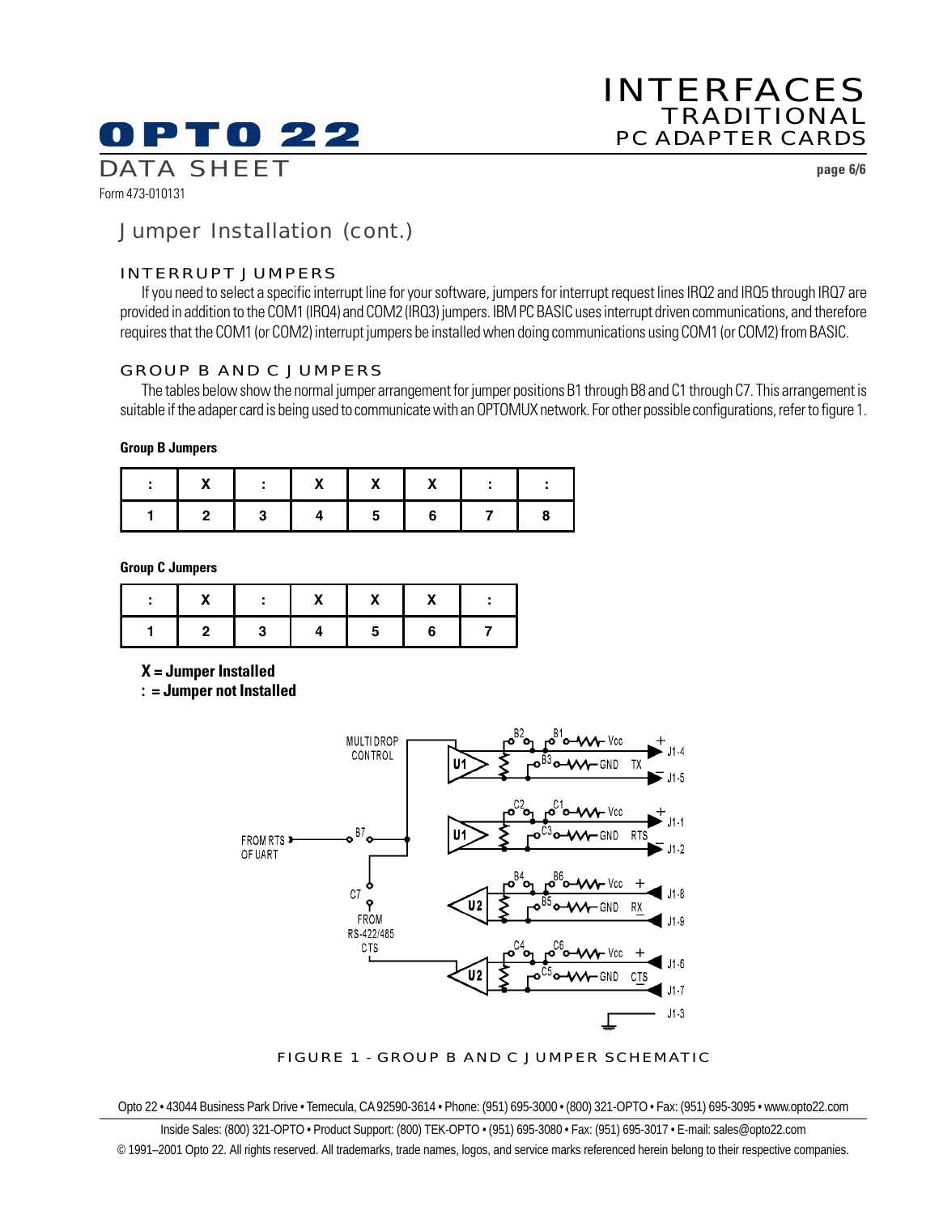## Jumper Installation (cont.)

### INTERRUPT JUMPERS

If you need to select a specific interrupt line for your software, jumpers for interrupt request lines IRQ2 and IRQ5 through IRQ7 are provided in addition to the COM1 (IRQ4) and COM2 (IRQ3) jumpers. IBM PC BASIC uses interrupt driven communications, and therefore requires that the COM1 (or COM2) interrupt jumpers be installed when doing communications using COM1 (or COM2) from BASIC.

### GROUP B AND C JUMPERS

The tables below show the normal jumper arrangement for jumper positions B1 through B8 and C1 through C7. This arrangement is suitable if the adaper card is being used to communicate with an OPTOMUX network. For other possible configurations, refer to figure 1.

**Group B Jumpers**

| : | X | : | X | X | X | : | : |
|---|---|---|---|---|---|---|---|
| 1 | 2 | 3 | 4 | 5 | 6 | 7 | 8 |

**Group C Jumpers**

| : | X | : | X | X | X | : |
|---|---|---|---|---|---|---|
| 1 | 2 | 3 | 4 | 5 | 6 | 7 |

**X = Jumper Installed**
**: = Jumper not Installed**

FIGURE 1 - GROUP B AND C JUMPER SCHEMATIC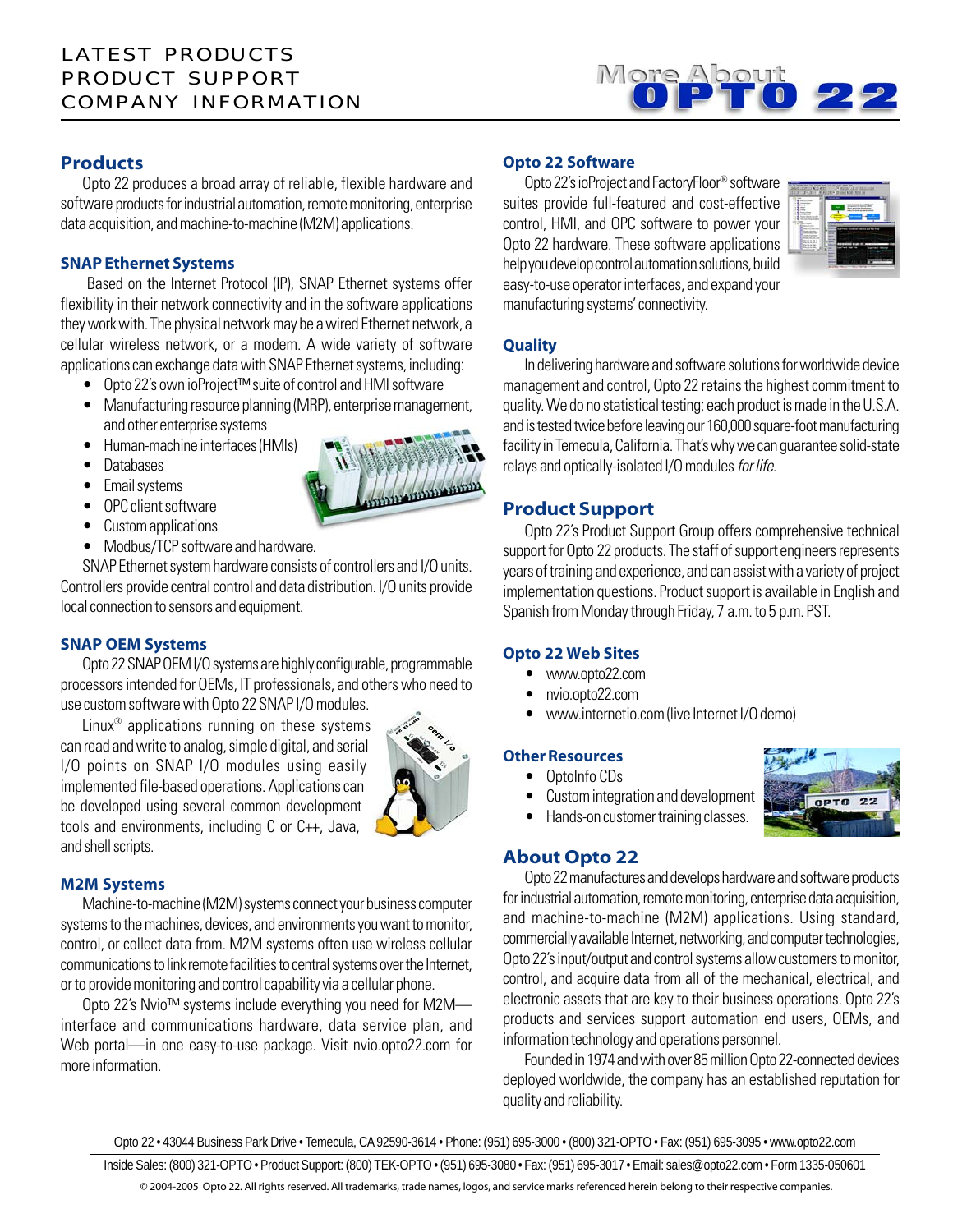LATEST PRODUCTS
PRODUCT SUPPORT
COMPANY INFORMATION

More About OPTO 22

## Products

Opto 22 produces a broad array of reliable, flexible hardware and software products for industrial automation, remote monitoring, enterprise data acquisition, and machine-to-machine (M2M) applications.

### SNAP Ethernet Systems

Based on the Internet Protocol (IP), SNAP Ethernet systems offer flexibility in their network connectivity and in the software applications they work with. The physical network may be a wired Ethernet network, a cellular wireless network, or a modem. A wide variety of software applications can exchange data with SNAP Ethernet systems, including:

- Opto 22's own ioProject™ suite of control and HMI software
- Manufacturing resource planning (MRP), enterprise management, and other enterprise systems
- Human-machine interfaces (HMIs)
- Databases
- Email systems
- OPC client software
- Custom applications
- Modbus/TCP software and hardware.

SNAP Ethernet system hardware consists of controllers and I/O units. Controllers provide central control and data distribution. I/O units provide local connection to sensors and equipment.

### SNAP OEM Systems

Opto 22 SNAP OEM I/O systems are highly configurable, programmable processors intended for OEMs, IT professionals, and others who need to use custom software with Opto 22 SNAP I/O modules.

Linux® applications running on these systems can read and write to analog, simple digital, and serial I/O points on SNAP I/O modules using easily implemented file-based operations. Applications can be developed using several common development tools and environments, including C or C++, Java, and shell scripts.

### M2M Systems

Machine-to-machine (M2M) systems connect your business computer systems to the machines, devices, and environments you want to monitor, control, or collect data from. M2M systems often use wireless cellular communications to link remote facilities to central systems over the Internet, or to provide monitoring and control capability via a cellular phone.

Opto 22's Nvio™ systems include everything you need for M2M—interface and communications hardware, data service plan, and Web portal—in one easy-to-use package. Visit nvio.opto22.com for more information.

### Opto 22 Software

Opto 22's ioProject and FactoryFloor® software suites provide full-featured and cost-effective control, HMI, and OPC software to power your Opto 22 hardware. These software applications help you develop control automation solutions, build easy-to-use operator interfaces, and expand your manufacturing systems' connectivity.

### Quality

In delivering hardware and software solutions for worldwide device management and control, Opto 22 retains the highest commitment to quality. We do no statistical testing; each product is made in the U.S.A. and is tested twice before leaving our 160,000 square-foot manufacturing facility in Temecula, California. That's why we can guarantee solid-state relays and optically-isolated I/O modules *for life*.

## Product Support

Opto 22's Product Support Group offers comprehensive technical support for Opto 22 products. The staff of support engineers represents years of training and experience, and can assist with a variety of project implementation questions. Product support is available in English and Spanish from Monday through Friday, 7 a.m. to 5 p.m. PST.

### Opto 22 Web Sites

- www.opto22.com
- nvio.opto22.com
- www.internetio.com (live Internet I/O demo)

### Other Resources

- OptoInfo CDs
- Custom integration and development
- Hands-on customer training classes.

## About Opto 22

Opto 22 manufactures and develops hardware and software products for industrial automation, remote monitoring, enterprise data acquisition, and machine-to-machine (M2M) applications. Using standard, commercially available Internet, networking, and computer technologies, Opto 22's input/output and control systems allow customers to monitor, control, and acquire data from all of the mechanical, electrical, and electronic assets that are key to their business operations. Opto 22's products and services support automation end users, OEMs, and information technology and operations personnel.

Founded in 1974 and with over 85 million Opto 22-connected devices deployed worldwide, the company has an established reputation for quality and reliability.

Opto 22 • 43044 Business Park Drive • Temecula, CA 92590-3614 • Phone: (951) 695-3000 • (800) 321-OPTO • Fax: (951) 695-3095 • www.opto22.com

Inside Sales: (800) 321-OPTO • Product Support: (800) TEK-OPTO • (951) 695-3080 • Fax: (951) 695-3017 • Email: sales@opto22.com • Form 1335-050601

© 2004-2005 Opto 22. All rights reserved. All trademarks, trade names, logos, and service marks referenced herein belong to their respective companies.